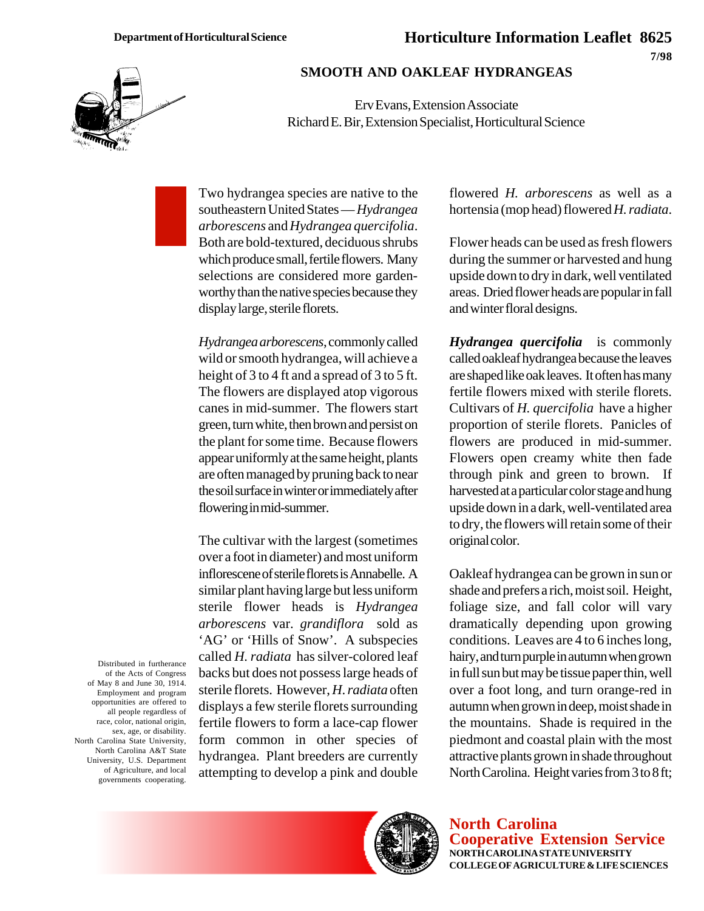Department of Horticultural Science

# Horticulture Information Leaflet 8625

7/98

## SMOOTH AND OAKLEAF HYDRANGEAS

Erv Evans, Extension Associate
Richard E. Bir, Extension Specialist, Horticultural Science

Two hydrangea species are native to the southeastern United States — *Hydrangea arborescens* and *Hydrangea quercifolia*. Both are bold-textured, deciduous shrubs which produce small, fertile flowers. Many selections are considered more garden-worthy than the native species because they display large, sterile florets.

*Hydrangea arborescens*, commonly called wild or smooth hydrangea, will achieve a height of 3 to 4 ft and a spread of 3 to 5 ft. The flowers are displayed atop vigorous canes in mid-summer. The flowers start green, turn white, then brown and persist on the plant for some time. Because flowers appear uniformly at the same height, plants are often managed by pruning back to near the soil surface in winter or immediately after flowering in mid-summer.

The cultivar with the largest (sometimes over a foot in diameter) and most uniform inflorescene of sterile florets is Annabelle. A similar plant having large but less uniform sterile flower heads is *Hydrangea arborescens* var. *grandiflora* sold as 'AG' or 'Hills of Snow'. A subspecies called *H. radiata* has silver-colored leaf backs but does not possess large heads of sterile florets. However, *H. radiata* often displays a few sterile florets surrounding fertile flowers to form a lace-cap flower form common in other species of hydrangea. Plant breeders are currently attempting to develop a pink and double flowered *H. arborescens* as well as a hortensia (mop head) flowered *H. radiata*.

Flower heads can be used as fresh flowers during the summer or harvested and hung upside down to dry in dark, well ventilated areas. Dried flower heads are popular in fall and winter floral designs.

***Hydrangea quercifolia*** is commonly called oakleaf hydrangea because the leaves are shaped like oak leaves. It often has many fertile flowers mixed with sterile florets. Cultivars of *H. quercifolia* have a higher proportion of sterile florets. Panicles of flowers are produced in mid-summer. Flowers open creamy white then fade through pink and green to brown. If harvested at a particular color stage and hung upside down in a dark, well-ventilated area to dry, the flowers will retain some of their original color.

Oakleaf hydrangea can be grown in sun or shade and prefers a rich, moist soil. Height, foliage size, and fall color will vary dramatically depending upon growing conditions. Leaves are 4 to 6 inches long, hairy, and turn purple in autumn when grown in full sun but may be tissue paper thin, well over a foot long, and turn orange-red in autumn when grown in deep, moist shade in the mountains. Shade is required in the piedmont and coastal plain with the most attractive plants grown in shade throughout North Carolina. Height varies from 3 to 8 ft;

Distributed in furtherance of the Acts of Congress of May 8 and June 30, 1914. Employment and program opportunities are offered to all people regardless of race, color, national origin, sex, age, or disability. North Carolina State University, North Carolina A&T State University, U.S. Department of Agriculture, and local governments cooperating.

**North Carolina Cooperative Extension Service**
NORTH CAROLINA STATE UNIVERSITY
COLLEGE OF AGRICULTURE & LIFE SCIENCES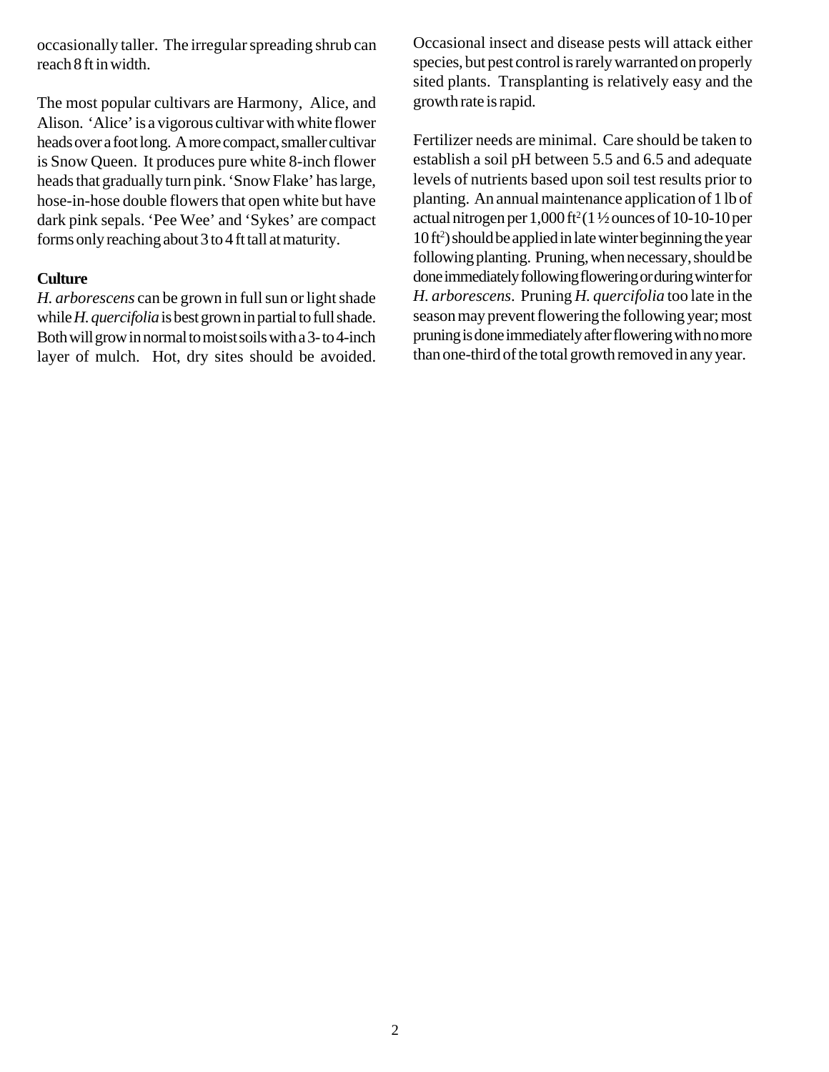occasionally taller. The irregular spreading shrub can reach 8 ft in width.

The most popular cultivars are Harmony, Alice, and Alison. 'Alice' is a vigorous cultivar with white flower heads over a foot long. A more compact, smaller cultivar is Snow Queen. It produces pure white 8-inch flower heads that gradually turn pink. 'Snow Flake' has large, hose-in-hose double flowers that open white but have dark pink sepals. 'Pee Wee' and 'Sykes' are compact forms only reaching about 3 to 4 ft tall at maturity.

**Culture**

*H. arborescens* can be grown in full sun or light shade while *H. quercifolia* is best grown in partial to full shade. Both will grow in normal to moist soils with a 3- to 4-inch layer of mulch. Hot, dry sites should be avoided. Occasional insect and disease pests will attack either species, but pest control is rarely warranted on properly sited plants. Transplanting is relatively easy and the growth rate is rapid.

Fertilizer needs are minimal. Care should be taken to establish a soil pH between 5.5 and 6.5 and adequate levels of nutrients based upon soil test results prior to planting. An annual maintenance application of 1 lb of actual nitrogen per 1,000 $ft^2$ (1 ½ ounces of 10-10-10 per 10 $ft^2$) should be applied in late winter beginning the year following planting. Pruning, when necessary, should be done immediately following flowering or during winter for *H. arborescens*. Pruning *H. quercifolia* too late in the season may prevent flowering the following year; most pruning is done immediately after flowering with no more than one-third of the total growth removed in any year.